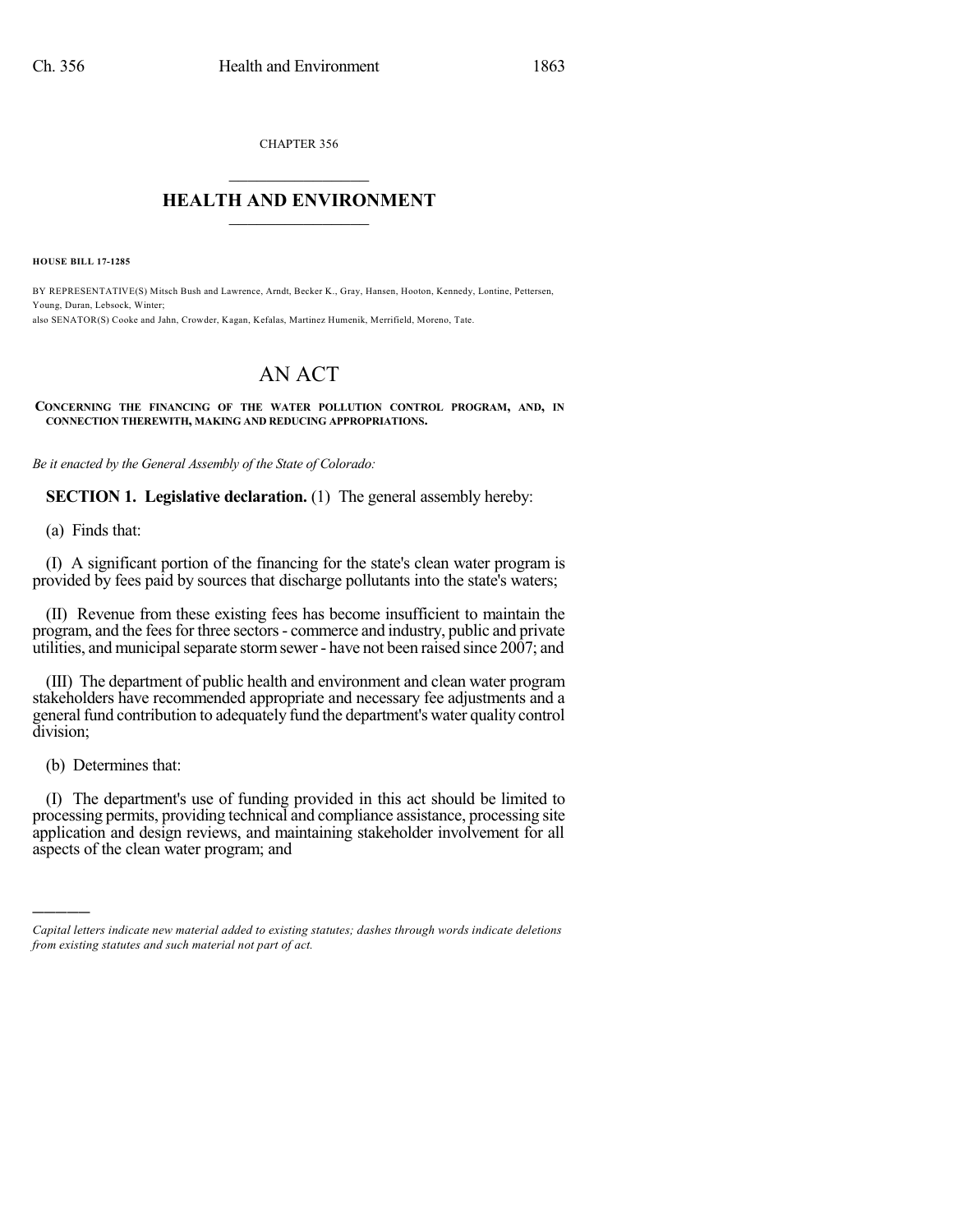CHAPTER 356

# HEALTH AND ENVIRONMENT

**HOUSE BILL 17-1285**

BY REPRESENTATIVE(S) Mitsch Bush and Lawrence, Arndt, Becker K., Gray, Hansen, Hooton, Kennedy, Lontine, Pettersen, Young, Duran, Lebsock, Winter;
also SENATOR(S) Cooke and Jahn, Crowder, Kagan, Kefalas, Martinez Humenik, Merrifield, Moreno, Tate.

# AN ACT

**CONCERNING THE FINANCING OF THE WATER POLLUTION CONTROL PROGRAM, AND, IN CONNECTION THEREWITH, MAKING AND REDUCING APPROPRIATIONS.**

*Be it enacted by the General Assembly of the State of Colorado:*

**SECTION 1. Legislative declaration.** (1) The general assembly hereby:

(a) Finds that:

(I) A significant portion of the financing for the state's clean water program is provided by fees paid by sources that discharge pollutants into the state's waters;

(II) Revenue from these existing fees has become insufficient to maintain the program, and the fees for three sectors - commerce and industry, public and private utilities, and municipal separate storm sewer - have not been raised since 2007; and

(III) The department of public health and environment and clean water program stakeholders have recommended appropriate and necessary fee adjustments and a general fund contribution to adequately fund the department's water quality control division;

(b) Determines that:

(I) The department's use of funding provided in this act should be limited to processing permits, providing technical and compliance assistance, processing site application and design reviews, and maintaining stakeholder involvement for all aspects of the clean water program; and

*Capital letters indicate new material added to existing statutes; dashes through words indicate deletions from existing statutes and such material not part of act.*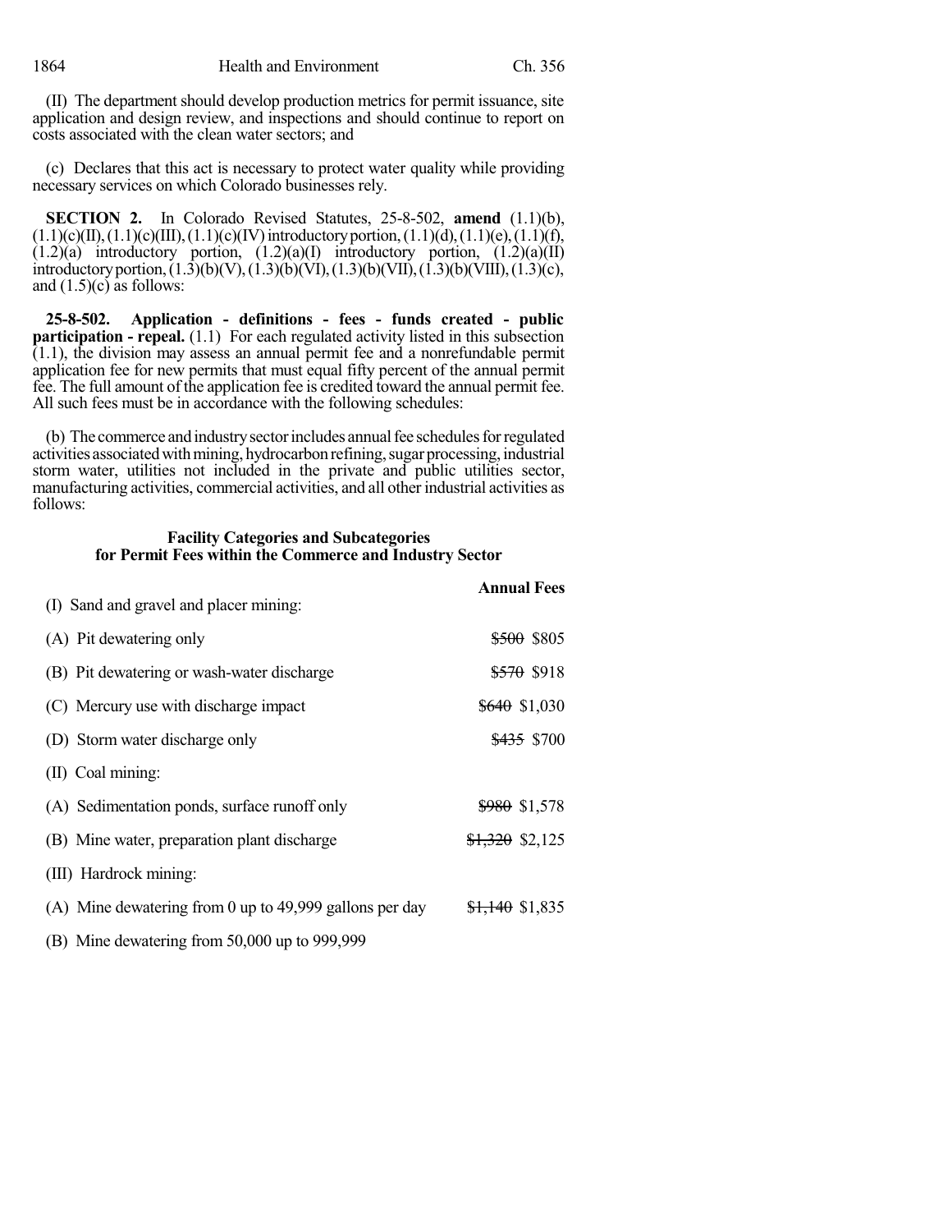(II) The department should develop production metrics for permit issuance, site application and design review, and inspections and should continue to report on costs associated with the clean water sectors; and

(c) Declares that this act is necessary to protect water quality while providing necessary services on which Colorado businesses rely.

**SECTION 2.** In Colorado Revised Statutes, 25-8-502, **amend** (1.1)(b), (1.1)(c)(II), (1.1)(c)(III), (1.1)(c)(IV) introductory portion, (1.1)(d), (1.1)(e), (1.1)(f), (1.2)(a) introductory portion, (1.2)(a)(I) introductory portion, (1.2)(a)(II) introductory portion, (1.3)(b)(V), (1.3)(b)(VI), (1.3)(b)(VII), (1.3)(b)(VIII), (1.3)(c), and (1.5)(c) as follows:

**25-8-502. Application - definitions - fees - funds created - public participation - repeal.** (1.1) For each regulated activity listed in this subsection (1.1), the division may assess an annual permit fee and a nonrefundable permit application fee for new permits that must equal fifty percent of the annual permit fee. The full amount of the application fee is credited toward the annual permit fee. All such fees must be in accordance with the following schedules:

(b) The commerce and industry sector includes annual fee schedules for regulated activities associated with mining, hydrocarbon refining, sugar processing, industrial storm water, utilities not included in the private and public utilities sector, manufacturing activities, commercial activities, and all other industrial activities as follows:

**Facility Categories and Subcategories for Permit Fees within the Commerce and Industry Sector**

| | **Annual Fees** |
|---|---|
| (I) Sand and gravel and placer mining: | |
| (A) Pit dewatering only | ~~$500~~ $805 |
| (B) Pit dewatering or wash-water discharge | ~~$570~~ $918 |
| (C) Mercury use with discharge impact | ~~$640~~ $1,030 |
| (D) Storm water discharge only | ~~$435~~ $700 |
| (II) Coal mining: | |
| (A) Sedimentation ponds, surface runoff only | ~~$980~~ $1,578 |
| (B) Mine water, preparation plant discharge | ~~$1,320~~ $2,125 |
| (III) Hardrock mining: | |
| (A) Mine dewatering from 0 up to 49,999 gallons per day | ~~$1,140~~ $1,835 |
| (B) Mine dewatering from 50,000 up to 999,999 | |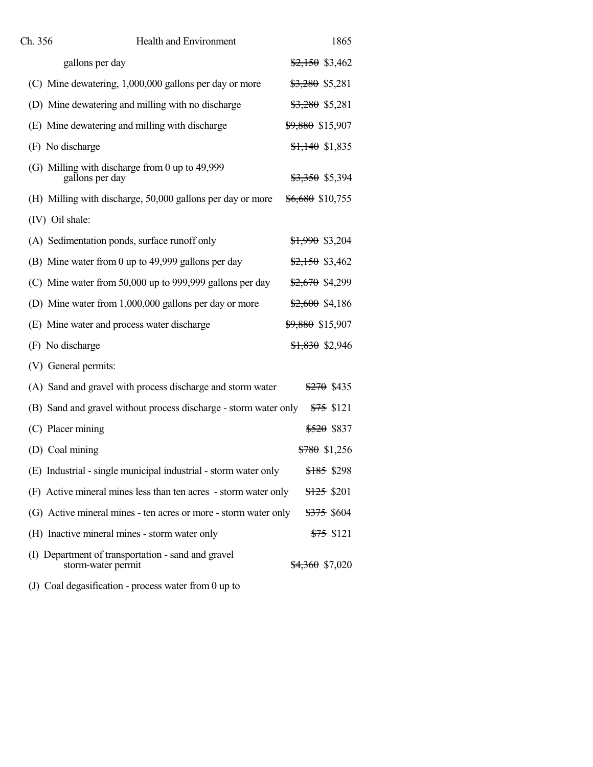gallons per day ~~$2,150~~ $3,462

(C) Mine dewatering, 1,000,000 gallons per day or more ~~$3,280~~ $5,281

(D) Mine dewatering and milling with no discharge ~~$3,280~~ $5,281

(E) Mine dewatering and milling with discharge ~~$9,880~~ $15,907

(F) No discharge ~~$1,140~~ $1,835

(G) Milling with discharge from 0 up to 49,999 gallons per day ~~$3,350~~ $5,394

(H) Milling with discharge, 50,000 gallons per day or more ~~$6,680~~ $10,755

(IV) Oil shale:

(A) Sedimentation ponds, surface runoff only ~~$1,990~~ $3,204

(B) Mine water from 0 up to 49,999 gallons per day ~~$2,150~~ $3,462

(C) Mine water from 50,000 up to 999,999 gallons per day ~~$2,670~~ $4,299

(D) Mine water from 1,000,000 gallons per day or more ~~$2,600~~ $4,186

(E) Mine water and process water discharge ~~$9,880~~ $15,907

(F) No discharge ~~$1,830~~ $2,946

(V) General permits:

(A) Sand and gravel with process discharge and storm water ~~$270~~ $435

(B) Sand and gravel without process discharge - storm water only ~~$75~~ $121

(C) Placer mining ~~$520~~ $837

(D) Coal mining ~~$780~~ $1,256

(E) Industrial - single municipal industrial - storm water only ~~$185~~ $298

(F) Active mineral mines less than ten acres - storm water only ~~$125~~ $201

(G) Active mineral mines - ten acres or more - storm water only ~~$375~~ $604

(H) Inactive mineral mines - storm water only ~~$75~~ $121

(I) Department of transportation - sand and gravel storm-water permit ~~$4,360~~ $7,020

(J) Coal degasification - process water from 0 up to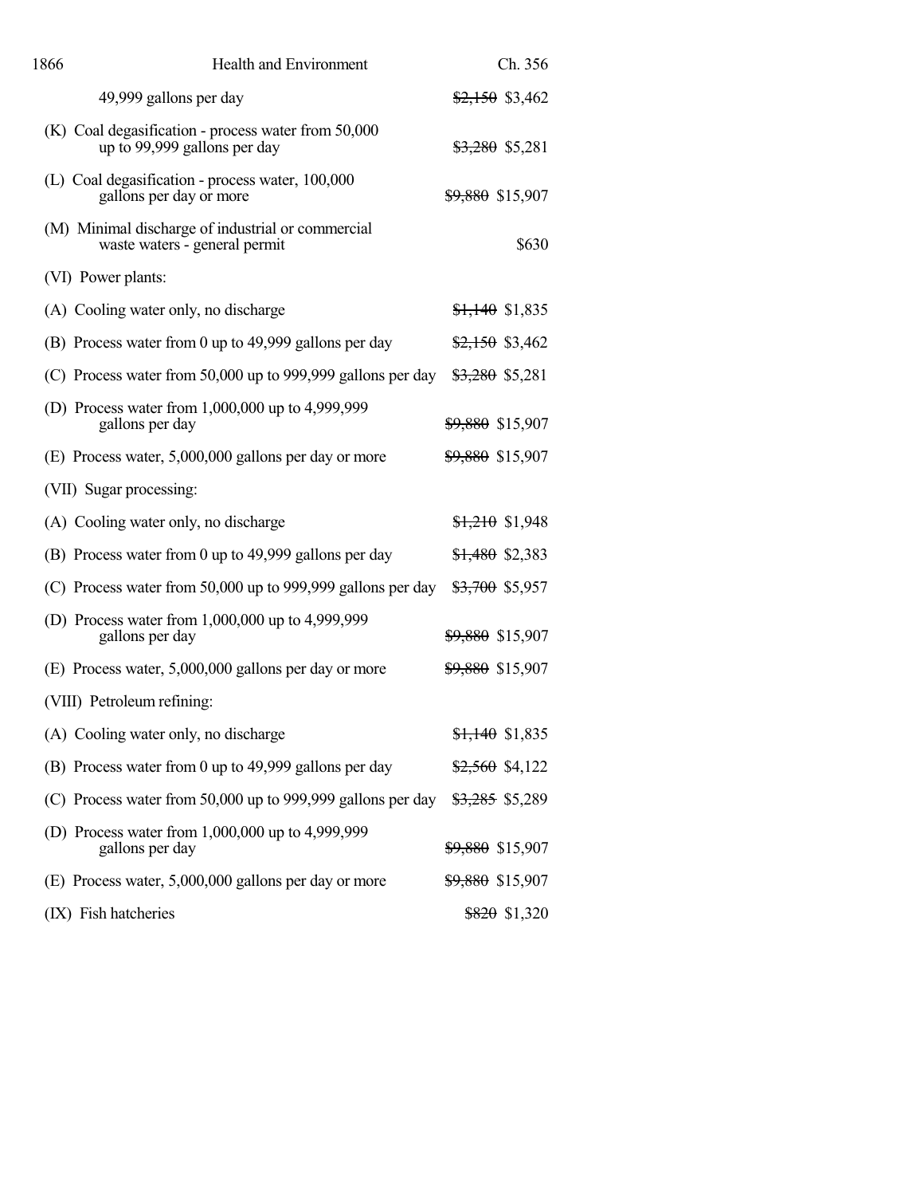49,999 gallons per day ~~$2,150~~ $3,462

(K) Coal degasification - process water from 50,000 up to 99,999 gallons per day ~~$3,280~~ $5,281

(L) Coal degasification - process water, 100,000 gallons per day or more ~~$9,880~~ $15,907

(M) Minimal discharge of industrial or commercial waste waters - general permit $630

(VI) Power plants:

(A) Cooling water only, no discharge ~~$1,140~~ $1,835

(B) Process water from 0 up to 49,999 gallons per day ~~$2,150~~ $3,462

(C) Process water from 50,000 up to 999,999 gallons per day ~~$3,280~~ $5,281

(D) Process water from 1,000,000 up to 4,999,999 gallons per day ~~$9,880~~ $15,907

(E) Process water, 5,000,000 gallons per day or more ~~$9,880~~ $15,907

(VII) Sugar processing:

(A) Cooling water only, no discharge ~~$1,210~~ $1,948

(B) Process water from 0 up to 49,999 gallons per day ~~$1,480~~ $2,383

(C) Process water from 50,000 up to 999,999 gallons per day ~~$3,700~~ $5,957

(D) Process water from 1,000,000 up to 4,999,999 gallons per day ~~$9,880~~ $15,907

(E) Process water, 5,000,000 gallons per day or more ~~$9,880~~ $15,907

(VIII) Petroleum refining:

(A) Cooling water only, no discharge ~~$1,140~~ $1,835

(B) Process water from 0 up to 49,999 gallons per day ~~$2,560~~ $4,122

(C) Process water from 50,000 up to 999,999 gallons per day ~~$3,285~~ $5,289

(D) Process water from 1,000,000 up to 4,999,999 gallons per day ~~$9,880~~ $15,907

(E) Process water, 5,000,000 gallons per day or more ~~$9,880~~ $15,907

(IX) Fish hatcheries ~~$820~~ $1,320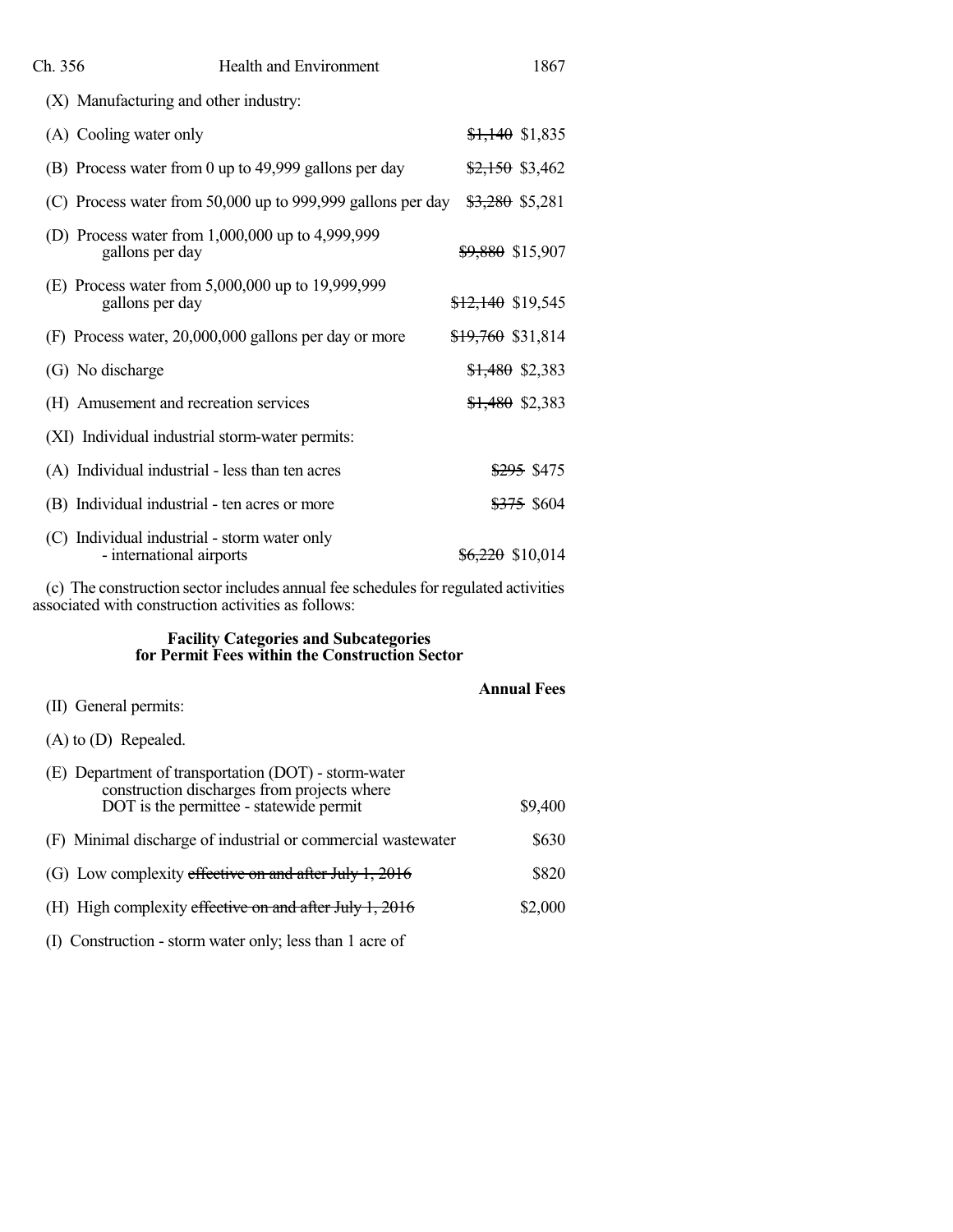(X) Manufacturing and other industry:

| | |
|---|---|
| (A) Cooling water only | ~~$1,140~~ $1,835 |
| (B) Process water from 0 up to 49,999 gallons per day | ~~$2,150~~ $3,462 |
| (C) Process water from 50,000 up to 999,999 gallons per day | ~~$3,280~~ $5,281 |
| (D) Process water from 1,000,000 up to 4,999,999 gallons per day | ~~$9,880~~ $15,907 |
| (E) Process water from 5,000,000 up to 19,999,999 gallons per day | ~~$12,140~~ $19,545 |
| (F) Process water, 20,000,000 gallons per day or more | ~~$19,760~~ $31,814 |
| (G) No discharge | ~~$1,480~~ $2,383 |
| (H) Amusement and recreation services | ~~$1,480~~ $2,383 |

(XI) Individual industrial storm-water permits:

| | |
|---|---|
| (A) Individual industrial - less than ten acres | ~~$295~~ $475 |
| (B) Individual industrial - ten acres or more | ~~$375~~ $604 |
| (C) Individual industrial - storm water only - international airports | ~~$6,220~~ $10,014 |

(c) The construction sector includes annual fee schedules for regulated activities associated with construction activities as follows:

**Facility Categories and Subcategories for Permit Fees within the Construction Sector**

| | **Annual Fees** |
|---|---|
| (II) General permits: | |
| (A) to (D) Repealed. | |
| (E) Department of transportation (DOT) - storm-water construction discharges from projects where DOT is the permittee - statewide permit | $9,400 |
| (F) Minimal discharge of industrial or commercial wastewater | $630 |
| (G) Low complexity ~~effective on and after July 1, 2016~~ | $820 |
| (H) High complexity ~~effective on and after July 1, 2016~~ | $2,000 |

(I) Construction - storm water only; less than 1 acre of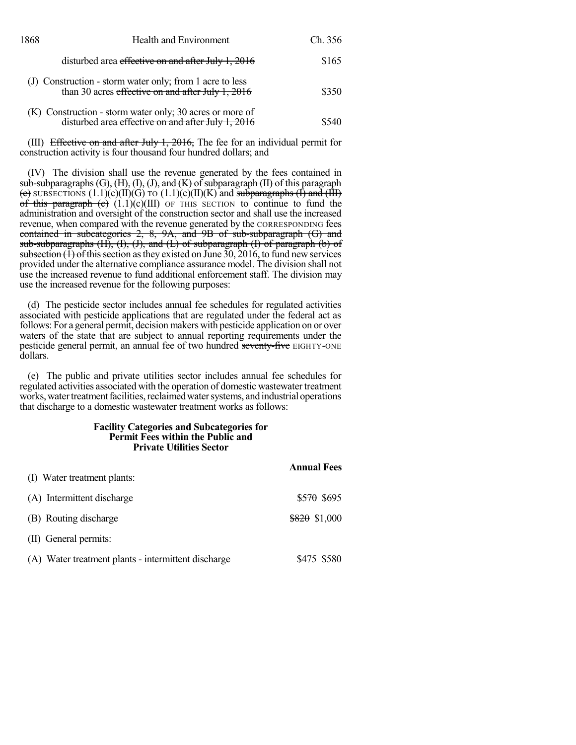| | |
|---|---|
| disturbed area ~~effective on and after July 1, 2016~~ | $165 |
| (J) Construction - storm water only; from 1 acre to less than 30 acres ~~effective on and after July 1, 2016~~ | $350 |
| (K) Construction - storm water only; 30 acres or more of disturbed area ~~effective on and after July 1, 2016~~ | $540 |

(III) ~~Effective on and after July 1, 2016,~~ The fee for an individual permit for construction activity is four thousand four hundred dollars; and

(IV) The division shall use the revenue generated by the fees contained in ~~sub-subparagraphs (G), (H), (I), (J), and (K) of subparagraph (II) of this paragraph (c)~~ SUBSECTIONS (1.1)(c)(II)(G) TO (1.1)(c)(II)(K) and ~~subparagraphs (I) and (III) of this paragraph (c)~~ (1.1)(c)(III) OF THIS SECTION to continue to fund the administration and oversight of the construction sector and shall use the increased revenue, when compared with the revenue generated by the CORRESPONDING fees ~~contained in subcategories 2, 8, 9A, and 9B of sub-subparagraph (G) and sub-subparagraphs (H), (I), (J), and (L) of subparagraph (I) of paragraph (b) of subsection (1) of this section~~ as they existed on June 30, 2016, to fund new services provided under the alternative compliance assurance model. The division shall not use the increased revenue to fund additional enforcement staff. The division may use the increased revenue for the following purposes:

(d) The pesticide sector includes annual fee schedules for regulated activities associated with pesticide applications that are regulated under the federal act as follows: For a general permit, decision makers with pesticide application on or over waters of the state that are subject to annual reporting requirements under the pesticide general permit, an annual fee of two hundred ~~seventy-five~~ EIGHTY-ONE dollars.

(e) The public and private utilities sector includes annual fee schedules for regulated activities associated with the operation of domestic wastewater treatment works, water treatment facilities, reclaimed water systems, and industrial operations that discharge to a domestic wastewater treatment works as follows:

**Facility Categories and Subcategories for Permit Fees within the Public and Private Utilities Sector**

| | **Annual Fees** |
|---|---|
| (I) Water treatment plants: | |
| (A) Intermittent discharge | ~~$570~~ $695 |
| (B) Routing discharge | ~~$820~~ $1,000 |
| (II) General permits: | |
| (A) Water treatment plants - intermittent discharge | ~~$475~~ $580 |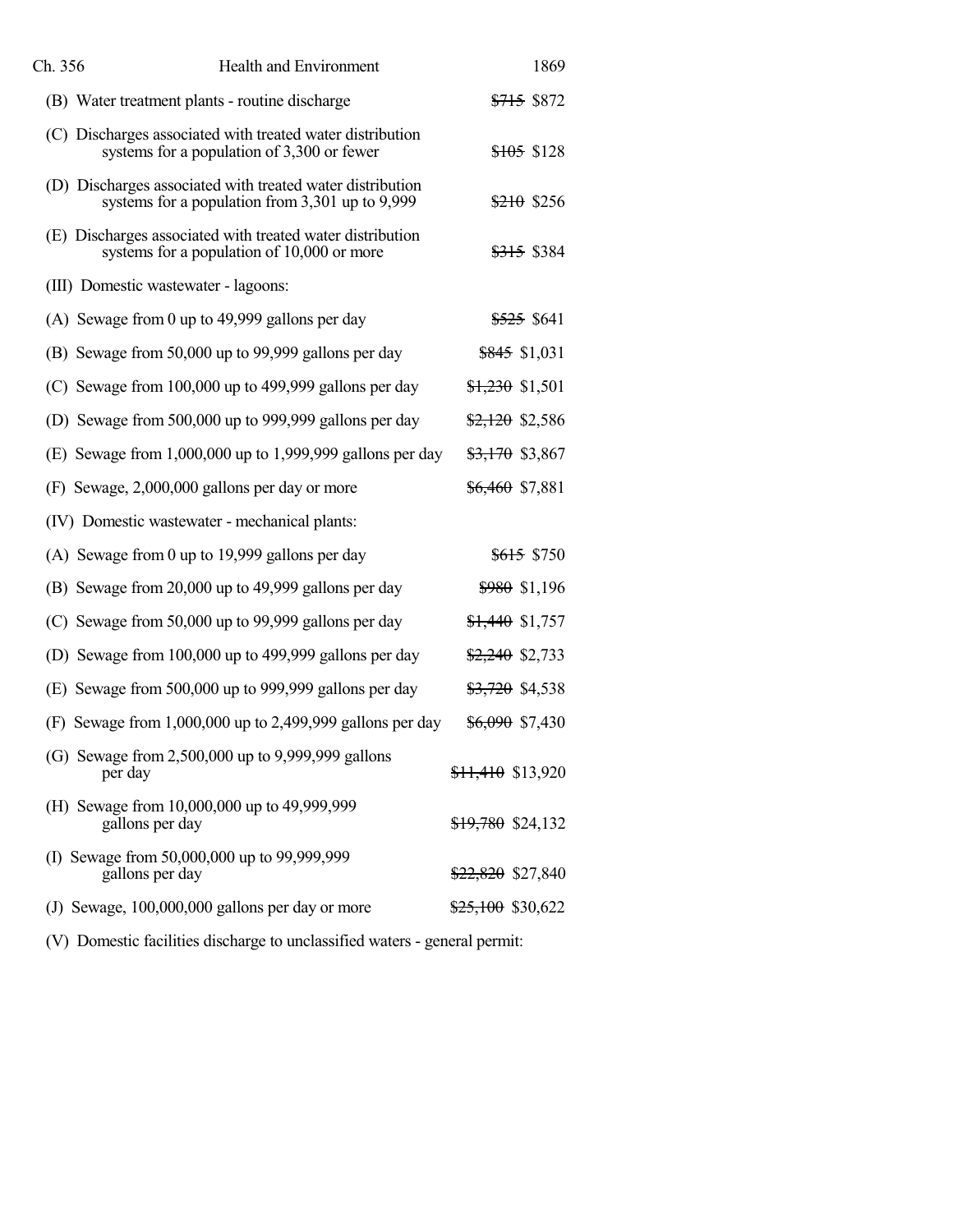(B) Water treatment plants - routine discharge ~~$715~~ $872

(C) Discharges associated with treated water distribution systems for a population of 3,300 or fewer ~~$105~~ $128

(D) Discharges associated with treated water distribution systems for a population from 3,301 up to 9,999 ~~$210~~ $256

(E) Discharges associated with treated water distribution systems for a population of 10,000 or more ~~$315~~ $384

(III) Domestic wastewater - lagoons:

(A) Sewage from 0 up to 49,999 gallons per day ~~$525~~ $641

(B) Sewage from 50,000 up to 99,999 gallons per day ~~$845~~ $1,031

(C) Sewage from 100,000 up to 499,999 gallons per day ~~$1,230~~ $1,501

(D) Sewage from 500,000 up to 999,999 gallons per day ~~$2,120~~ $2,586

(E) Sewage from 1,000,000 up to 1,999,999 gallons per day ~~$3,170~~ $3,867

(F) Sewage, 2,000,000 gallons per day or more ~~$6,460~~ $7,881

(IV) Domestic wastewater - mechanical plants:

(A) Sewage from 0 up to 19,999 gallons per day ~~$615~~ $750

(B) Sewage from 20,000 up to 49,999 gallons per day ~~$980~~ $1,196

(C) Sewage from 50,000 up to 99,999 gallons per day ~~$1,440~~ $1,757

(D) Sewage from 100,000 up to 499,999 gallons per day ~~$2,240~~ $2,733

(E) Sewage from 500,000 up to 999,999 gallons per day ~~$3,720~~ $4,538

(F) Sewage from 1,000,000 up to 2,499,999 gallons per day ~~$6,090~~ $7,430

(G) Sewage from 2,500,000 up to 9,999,999 gallons per day ~~$11,410~~ $13,920

(H) Sewage from 10,000,000 up to 49,999,999 gallons per day ~~$19,780~~ $24,132

(I) Sewage from 50,000,000 up to 99,999,999 gallons per day ~~$22,820~~ $27,840

(J) Sewage, 100,000,000 gallons per day or more ~~$25,100~~ $30,622

(V) Domestic facilities discharge to unclassified waters - general permit: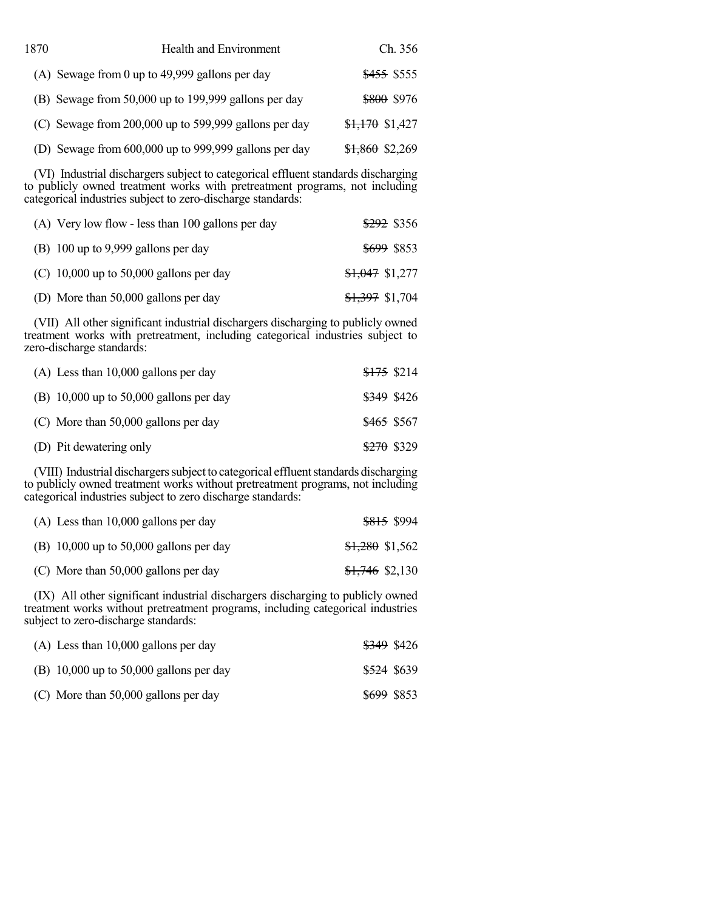(A) Sewage from 0 up to 49,999 gallons per day ~~$455~~ $555

(B) Sewage from 50,000 up to 199,999 gallons per day ~~$800~~ $976

(C) Sewage from 200,000 up to 599,999 gallons per day ~~$1,170~~ $1,427

(D) Sewage from 600,000 up to 999,999 gallons per day ~~$1,860~~ $2,269

(VI) Industrial dischargers subject to categorical effluent standards discharging to publicly owned treatment works with pretreatment programs, not including categorical industries subject to zero-discharge standards:

(A) Very low flow - less than 100 gallons per day ~~$292~~ $356

(B) 100 up to 9,999 gallons per day ~~$699~~ $853

(C) 10,000 up to 50,000 gallons per day ~~$1,047~~ $1,277

(D) More than 50,000 gallons per day ~~$1,397~~ $1,704

(VII) All other significant industrial dischargers discharging to publicly owned treatment works with pretreatment, including categorical industries subject to zero-discharge standards:

(A) Less than 10,000 gallons per day ~~$175~~ $214

(B) 10,000 up to 50,000 gallons per day ~~$349~~ $426

(C) More than 50,000 gallons per day ~~$465~~ $567

(D) Pit dewatering only ~~$270~~ $329

(VIII) Industrial dischargers subject to categorical effluent standards discharging to publicly owned treatment works without pretreatment programs, not including categorical industries subject to zero discharge standards:

(A) Less than 10,000 gallons per day ~~$815~~ $994

(B) 10,000 up to 50,000 gallons per day ~~$1,280~~ $1,562

(C) More than 50,000 gallons per day ~~$1,746~~ $2,130

(IX) All other significant industrial dischargers discharging to publicly owned treatment works without pretreatment programs, including categorical industries subject to zero-discharge standards:

(A) Less than 10,000 gallons per day ~~$349~~ $426

(B) 10,000 up to 50,000 gallons per day ~~$524~~ $639

(C) More than 50,000 gallons per day ~~$699~~ $853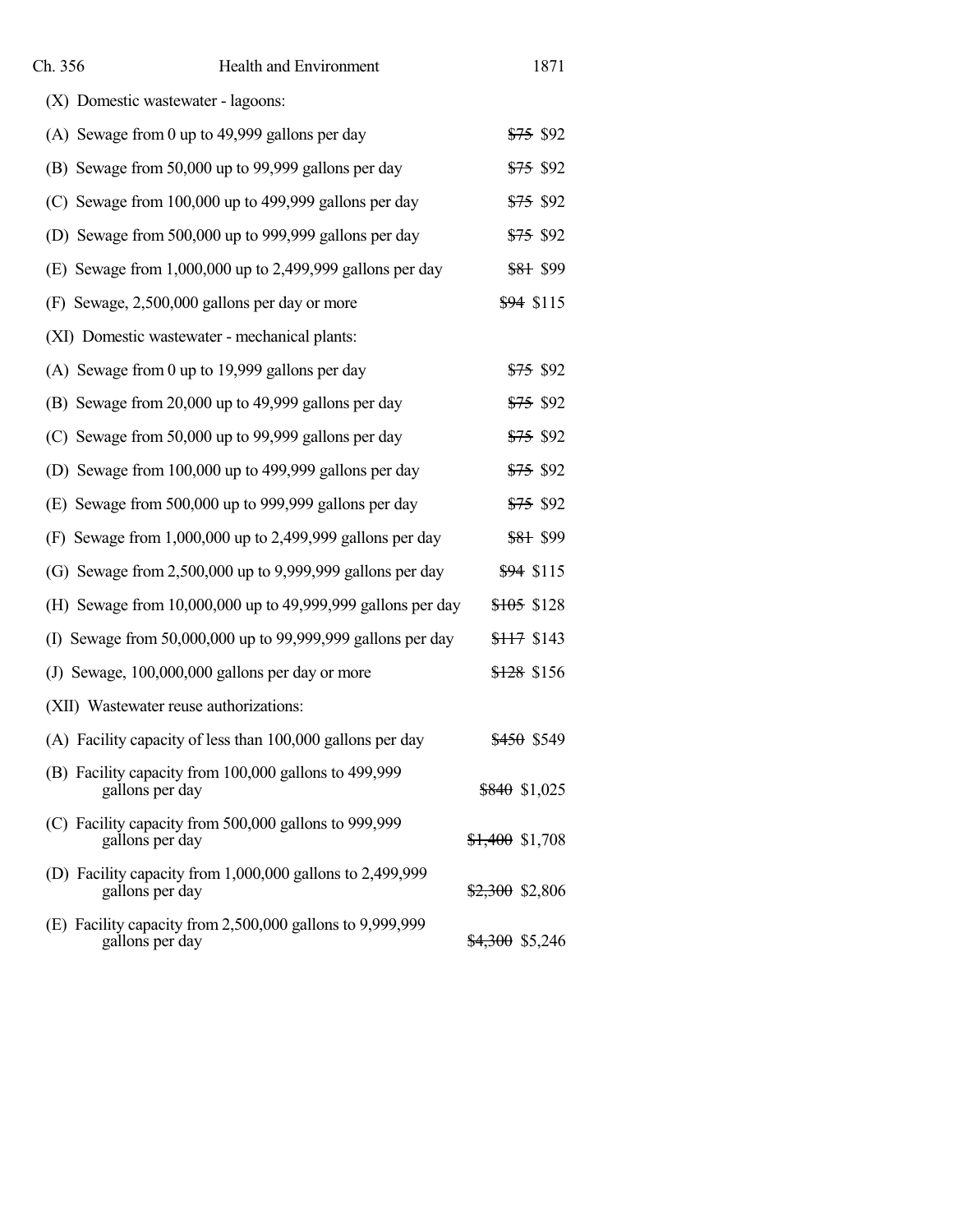(X) Domestic wastewater - lagoons:

(A) Sewage from 0 up to 49,999 gallons per day ~~$75~~ $92

(B) Sewage from 50,000 up to 99,999 gallons per day ~~$75~~ $92

(C) Sewage from 100,000 up to 499,999 gallons per day ~~$75~~ $92

(D) Sewage from 500,000 up to 999,999 gallons per day ~~$75~~ $92

(E) Sewage from 1,000,000 up to 2,499,999 gallons per day ~~$81~~ $99

(F) Sewage, 2,500,000 gallons per day or more ~~$94~~ $115

(XI) Domestic wastewater - mechanical plants:

(A) Sewage from 0 up to 19,999 gallons per day ~~$75~~ $92

(B) Sewage from 20,000 up to 49,999 gallons per day ~~$75~~ $92

(C) Sewage from 50,000 up to 99,999 gallons per day ~~$75~~ $92

(D) Sewage from 100,000 up to 499,999 gallons per day ~~$75~~ $92

(E) Sewage from 500,000 up to 999,999 gallons per day ~~$75~~ $92

(F) Sewage from 1,000,000 up to 2,499,999 gallons per day ~~$81~~ $99

(G) Sewage from 2,500,000 up to 9,999,999 gallons per day ~~$94~~ $115

(H) Sewage from 10,000,000 up to 49,999,999 gallons per day ~~$105~~ $128

(I) Sewage from 50,000,000 up to 99,999,999 gallons per day ~~$117~~ $143

(J) Sewage, 100,000,000 gallons per day or more ~~$128~~ $156

(XII) Wastewater reuse authorizations:

(A) Facility capacity of less than 100,000 gallons per day ~~$450~~ $549

(B) Facility capacity from 100,000 gallons to 499,999 gallons per day ~~$840~~ $1,025

(C) Facility capacity from 500,000 gallons to 999,999 gallons per day ~~$1,400~~ $1,708

(D) Facility capacity from 1,000,000 gallons to 2,499,999 gallons per day ~~$2,300~~ $2,806

(E) Facility capacity from 2,500,000 gallons to 9,999,999 gallons per day ~~$4,300~~ $5,246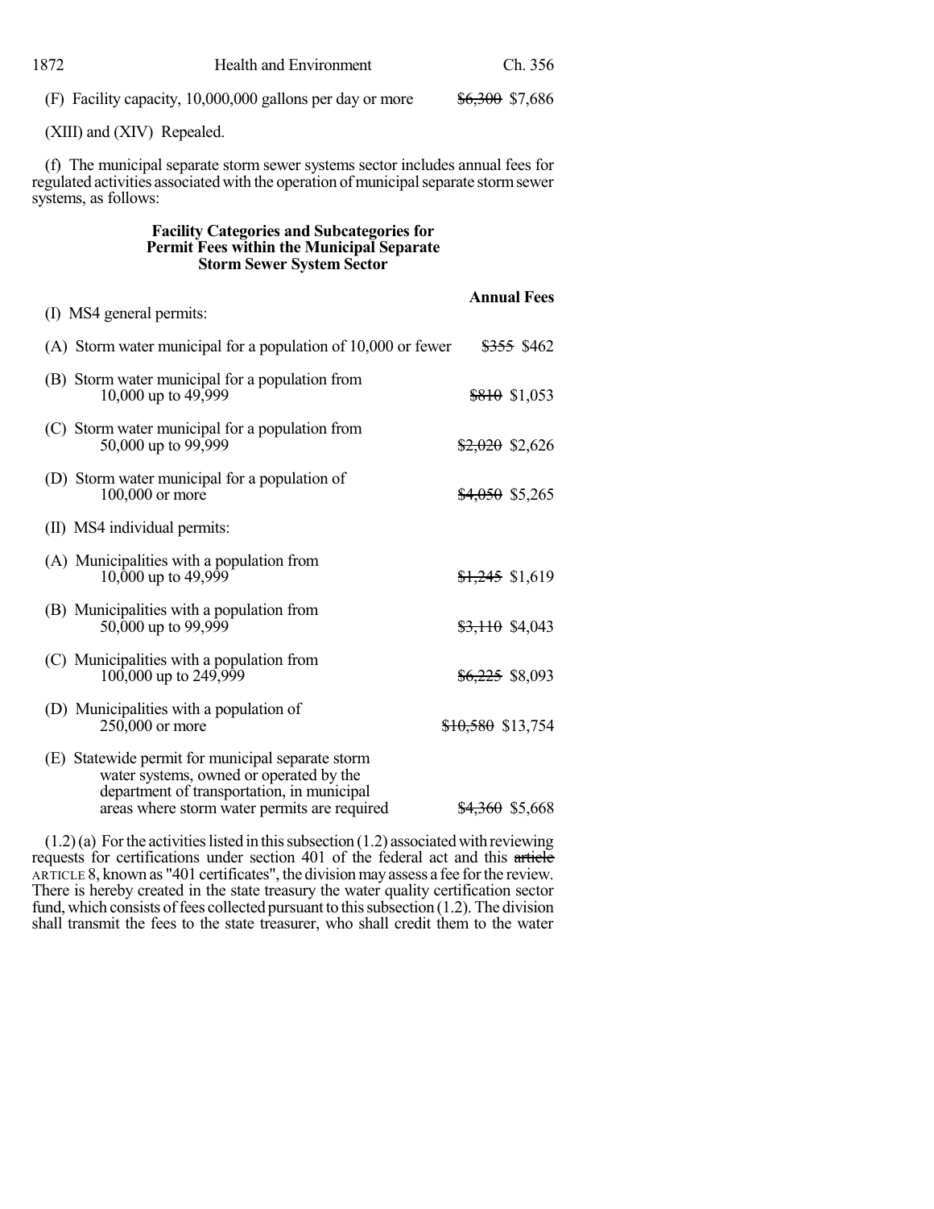(F) Facility capacity, 10,000,000 gallons per day or more ~~$6,300~~ $7,686

(XIII) and (XIV) Repealed.

(f) The municipal separate storm sewer systems sector includes annual fees for regulated activities associated with the operation of municipal separate storm sewer systems, as follows:

**Facility Categories and Subcategories for Permit Fees within the Municipal Separate Storm Sewer System Sector**

| | Annual Fees |
|---|---|
| (I) MS4 general permits: | |
| (A) Storm water municipal for a population of 10,000 or fewer | ~~$355~~ $462 |
| (B) Storm water municipal for a population from 10,000 up to 49,999 | ~~$810~~ $1,053 |
| (C) Storm water municipal for a population from 50,000 up to 99,999 | ~~$2,020~~ $2,626 |
| (D) Storm water municipal for a population of 100,000 or more | ~~$4,050~~ $5,265 |
| (II) MS4 individual permits: | |
| (A) Municipalities with a population from 10,000 up to 49,999 | ~~$1,245~~ $1,619 |
| (B) Municipalities with a population from 50,000 up to 99,999 | ~~$3,110~~ $4,043 |
| (C) Municipalities with a population from 100,000 up to 249,999 | ~~$6,225~~ $8,093 |
| (D) Municipalities with a population of 250,000 or more | ~~$10,580~~ $13,754 |
| (E) Statewide permit for municipal separate storm water systems, owned or operated by the department of transportation, in municipal areas where storm water permits are required | ~~$4,360~~ $5,668 |

(1.2) (a) For the activities listed in this subsection (1.2) associated with reviewing requests for certifications under section 401 of the federal act and this ~~article~~ ARTICLE 8, known as "401 certificates", the division may assess a fee for the review. There is hereby created in the state treasury the water quality certification sector fund, which consists of fees collected pursuant to this subsection (1.2). The division shall transmit the fees to the state treasurer, who shall credit them to the water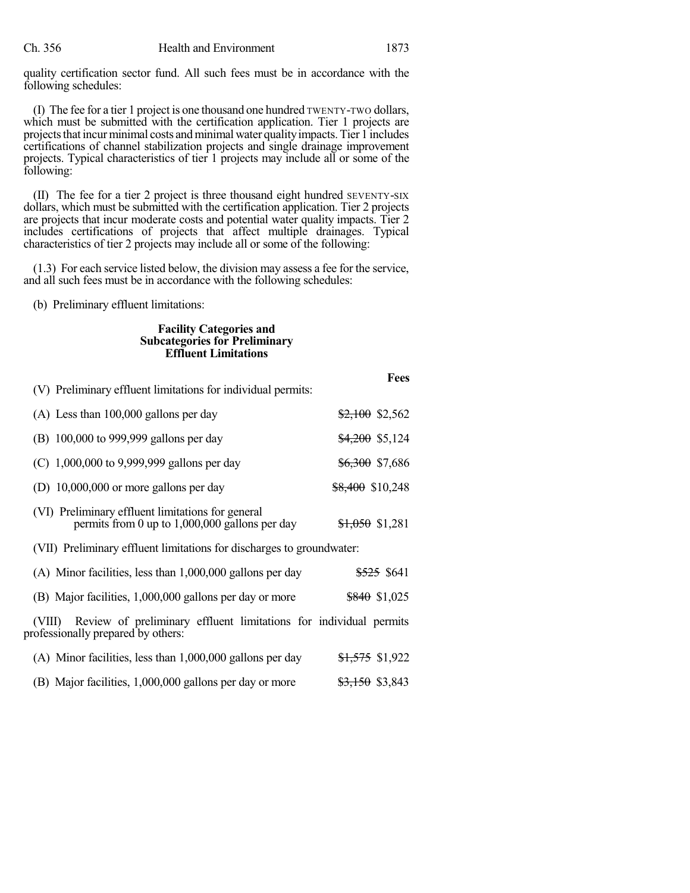quality certification sector fund. All such fees must be in accordance with the following schedules:

(I) The fee for a tier 1 project is one thousand one hundred TWENTY-TWO dollars, which must be submitted with the certification application. Tier 1 projects are projects that incur minimal costs and minimal water quality impacts. Tier 1 includes certifications of channel stabilization projects and single drainage improvement projects. Typical characteristics of tier 1 projects may include all or some of the following:

(II) The fee for a tier 2 project is three thousand eight hundred SEVENTY-SIX dollars, which must be submitted with the certification application. Tier 2 projects are projects that incur moderate costs and potential water quality impacts. Tier 2 includes certifications of projects that affect multiple drainages. Typical characteristics of tier 2 projects may include all or some of the following:

(1.3) For each service listed below, the division may assess a fee for the service, and all such fees must be in accordance with the following schedules:

(b) Preliminary effluent limitations:

**Facility Categories and Subcategories for Preliminary Effluent Limitations**

| | **Fees** |
|---|---|
| (V) Preliminary effluent limitations for individual permits: | |
| (A) Less than 100,000 gallons per day | ~~$2,100~~ $2,562 |
| (B) 100,000 to 999,999 gallons per day | ~~$4,200~~ $5,124 |
| (C) 1,000,000 to 9,999,999 gallons per day | ~~$6,300~~ $7,686 |
| (D) 10,000,000 or more gallons per day | ~~$8,400~~ $10,248 |
| (VI) Preliminary effluent limitations for general permits from 0 up to 1,000,000 gallons per day | ~~$1,050~~ $1,281 |
| (VII) Preliminary effluent limitations for discharges to groundwater: | |
| (A) Minor facilities, less than 1,000,000 gallons per day | ~~$525~~ $641 |
| (B) Major facilities, 1,000,000 gallons per day or more | ~~$840~~ $1,025 |
| (VIII) Review of preliminary effluent limitations for individual permits professionally prepared by others: | |
| (A) Minor facilities, less than 1,000,000 gallons per day | ~~$1,575~~ $1,922 |
| (B) Major facilities, 1,000,000 gallons per day or more | ~~$3,150~~ $3,843 |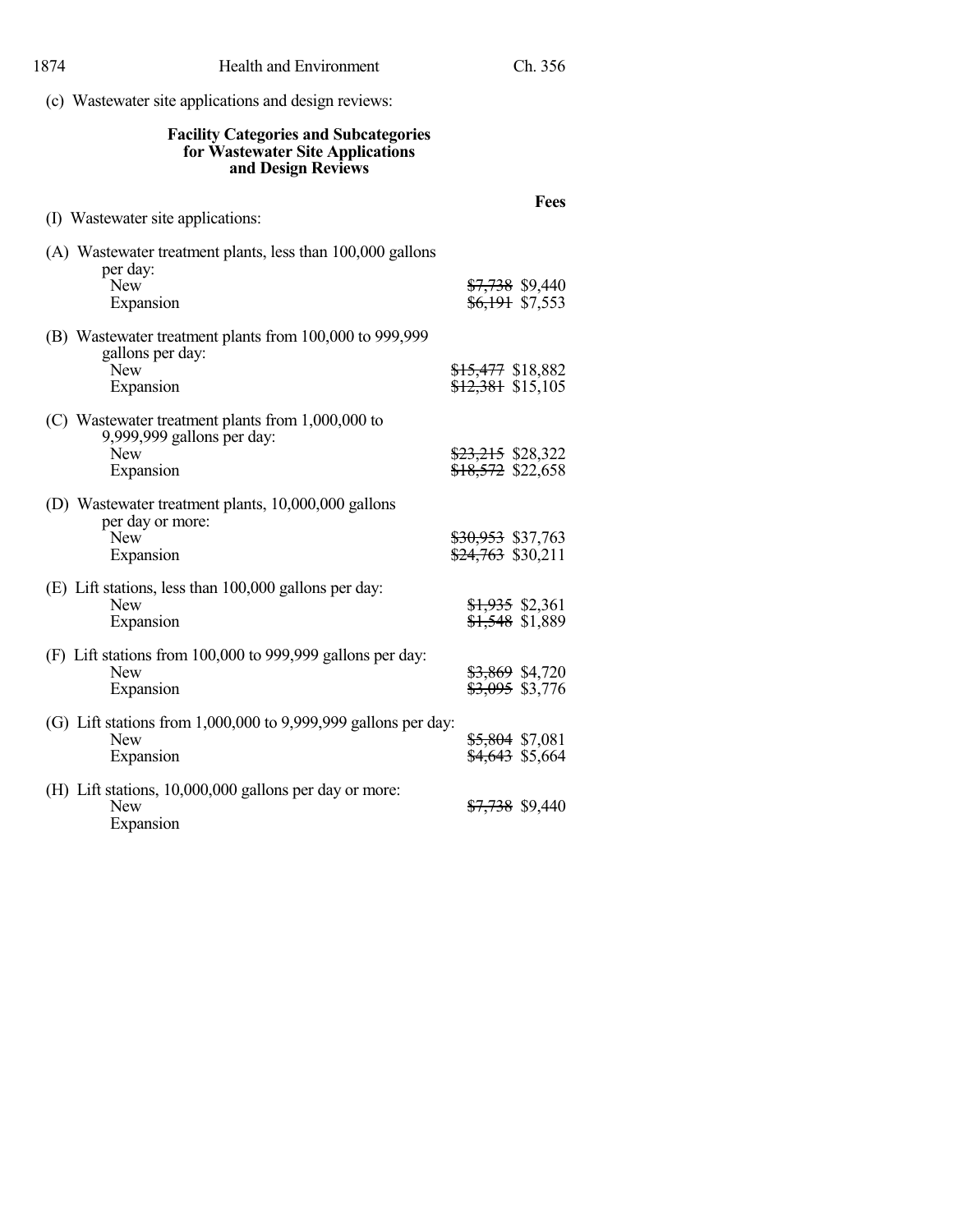(c) Wastewater site applications and design reviews:

**Facility Categories and Subcategories for Wastewater Site Applications and Design Reviews**

| | Fees |
|---|---|
| (I) Wastewater site applications: | |
| (A) Wastewater treatment plants, less than 100,000 gallons per day: | |
| New | ~~$7,738~~ $9,440 |
| Expansion | ~~$6,191~~ $7,553 |
| (B) Wastewater treatment plants from 100,000 to 999,999 gallons per day: | |
| New | ~~$15,477~~ $18,882 |
| Expansion | ~~$12,381~~ $15,105 |
| (C) Wastewater treatment plants from 1,000,000 to 9,999,999 gallons per day: | |
| New | ~~$23,215~~ $28,322 |
| Expansion | ~~$18,572~~ $22,658 |
| (D) Wastewater treatment plants, 10,000,000 gallons per day or more: | |
| New | ~~$30,953~~ $37,763 |
| Expansion | ~~$24,763~~ $30,211 |
| (E) Lift stations, less than 100,000 gallons per day: | |
| New | ~~$1,935~~ $2,361 |
| Expansion | ~~$1,548~~ $1,889 |
| (F) Lift stations from 100,000 to 999,999 gallons per day: | |
| New | ~~$3,869~~ $4,720 |
| Expansion | ~~$3,095~~ $3,776 |
| (G) Lift stations from 1,000,000 to 9,999,999 gallons per day: | |
| New | ~~$5,804~~ $7,081 |
| Expansion | ~~$4,643~~ $5,664 |
| (H) Lift stations, 10,000,000 gallons per day or more: | |
| New | ~~$7,738~~ $9,440 |
| Expansion | |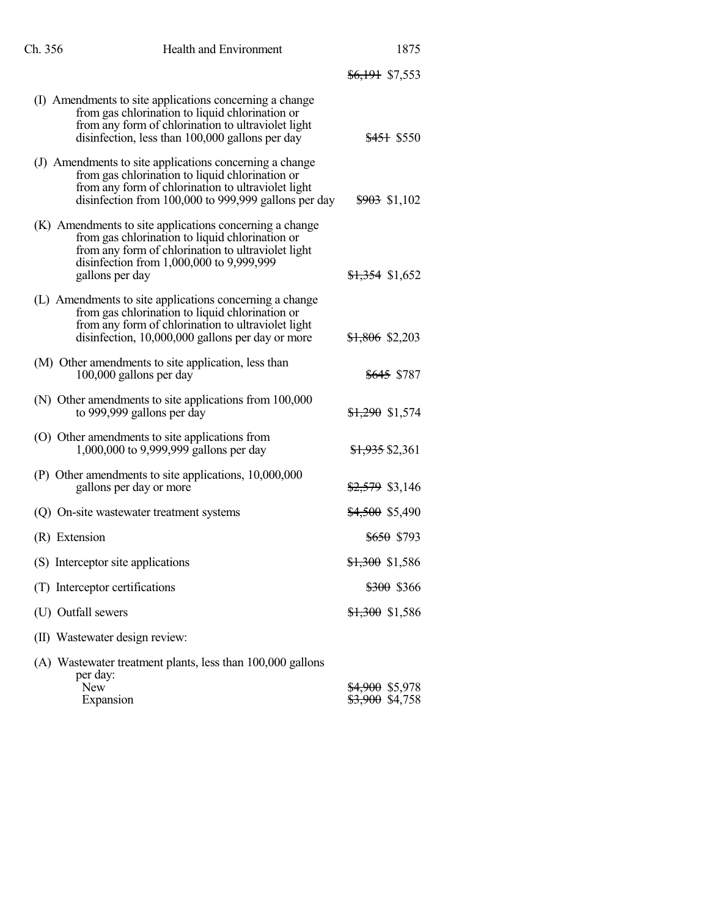~~$6,191~~ $7,553

(I) Amendments to site applications concerning a change from gas chlorination to liquid chlorination or from any form of chlorination to ultraviolet light disinfection, less than 100,000 gallons per day ~~$451~~ $550

(J) Amendments to site applications concerning a change from gas chlorination to liquid chlorination or from any form of chlorination to ultraviolet light disinfection from 100,000 to 999,999 gallons per day ~~$903~~ $1,102

(K) Amendments to site applications concerning a change from gas chlorination to liquid chlorination or from any form of chlorination to ultraviolet light disinfection from 1,000,000 to 9,999,999 gallons per day ~~$1,354~~ $1,652

(L) Amendments to site applications concerning a change from gas chlorination to liquid chlorination or from any form of chlorination to ultraviolet light disinfection, 10,000,000 gallons per day or more ~~$1,806~~ $2,203

(M) Other amendments to site application, less than 100,000 gallons per day ~~$645~~ $787

(N) Other amendments to site applications from 100,000 to 999,999 gallons per day ~~$1,290~~ $1,574

(O) Other amendments to site applications from 1,000,000 to 9,999,999 gallons per day ~~$1,935~~ $2,361

(P) Other amendments to site applications, 10,000,000 gallons per day or more ~~$2,579~~ $3,146

(Q) On-site wastewater treatment systems ~~$4,500~~ $5,490

(R) Extension ~~$650~~ $793

(S) Interceptor site applications ~~$1,300~~ $1,586

(T) Interceptor certifications ~~$300~~ $366

(U) Outfall sewers ~~$1,300~~ $1,586

(II) Wastewater design review:

(A) Wastewater treatment plants, less than 100,000 gallons per day:

New ~~$4,900~~ $5,978

Expansion ~~$3,900~~ $4,758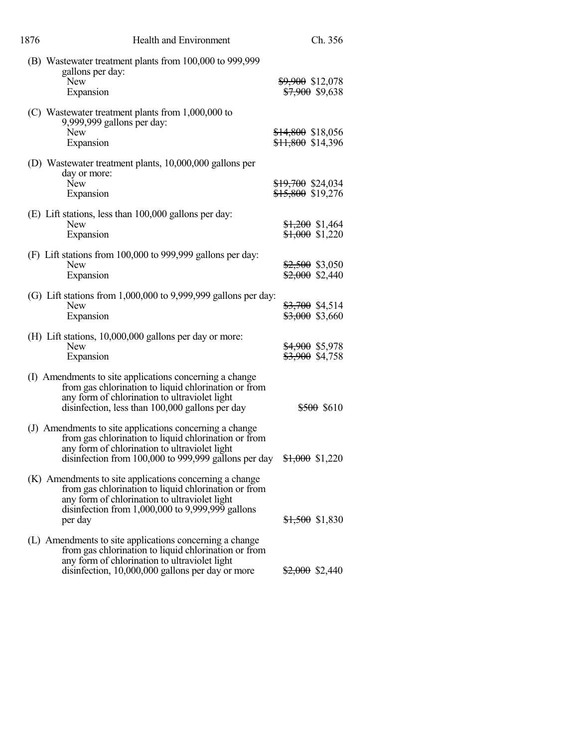(B) Wastewater treatment plants from 100,000 to 999,999 gallons per day:

| | |
|---|---|
| New | ~~$9,900~~ $12,078 |
| Expansion | ~~$7,900~~ $9,638 |

(C) Wastewater treatment plants from 1,000,000 to 9,999,999 gallons per day:

| | |
|---|---|
| New | ~~$14,800~~ $18,056 |
| Expansion | ~~$11,800~~ $14,396 |

(D) Wastewater treatment plants, 10,000,000 gallons per day or more:

| | |
|---|---|
| New | ~~$19,700~~ $24,034 |
| Expansion | ~~$15,800~~ $19,276 |

(E) Lift stations, less than 100,000 gallons per day:

| | |
|---|---|
| New | ~~$1,200~~ $1,464 |
| Expansion | ~~$1,000~~ $1,220 |

(F) Lift stations from 100,000 to 999,999 gallons per day:

| | |
|---|---|
| New | ~~$2,500~~ $3,050 |
| Expansion | ~~$2,000~~ $2,440 |

(G) Lift stations from 1,000,000 to 9,999,999 gallons per day:

| | |
|---|---|
| New | ~~$3,700~~ $4,514 |
| Expansion | ~~$3,000~~ $3,660 |

(H) Lift stations, 10,000,000 gallons per day or more:

| | |
|---|---|
| New | ~~$4,900~~ $5,978 |
| Expansion | ~~$3,900~~ $4,758 |

(I) Amendments to site applications concerning a change from gas chlorination to liquid chlorination or from any form of chlorination to ultraviolet light disinfection, less than 100,000 gallons per day ~~$500~~ $610

(J) Amendments to site applications concerning a change from gas chlorination to liquid chlorination or from any form of chlorination to ultraviolet light disinfection from 100,000 to 999,999 gallons per day ~~$1,000~~ $1,220

(K) Amendments to site applications concerning a change from gas chlorination to liquid chlorination or from any form of chlorination to ultraviolet light disinfection from 1,000,000 to 9,999,999 gallons per day ~~$1,500~~ $1,830

(L) Amendments to site applications concerning a change from gas chlorination to liquid chlorination or from any form of chlorination to ultraviolet light disinfection, 10,000,000 gallons per day or more ~~$2,000~~ $2,440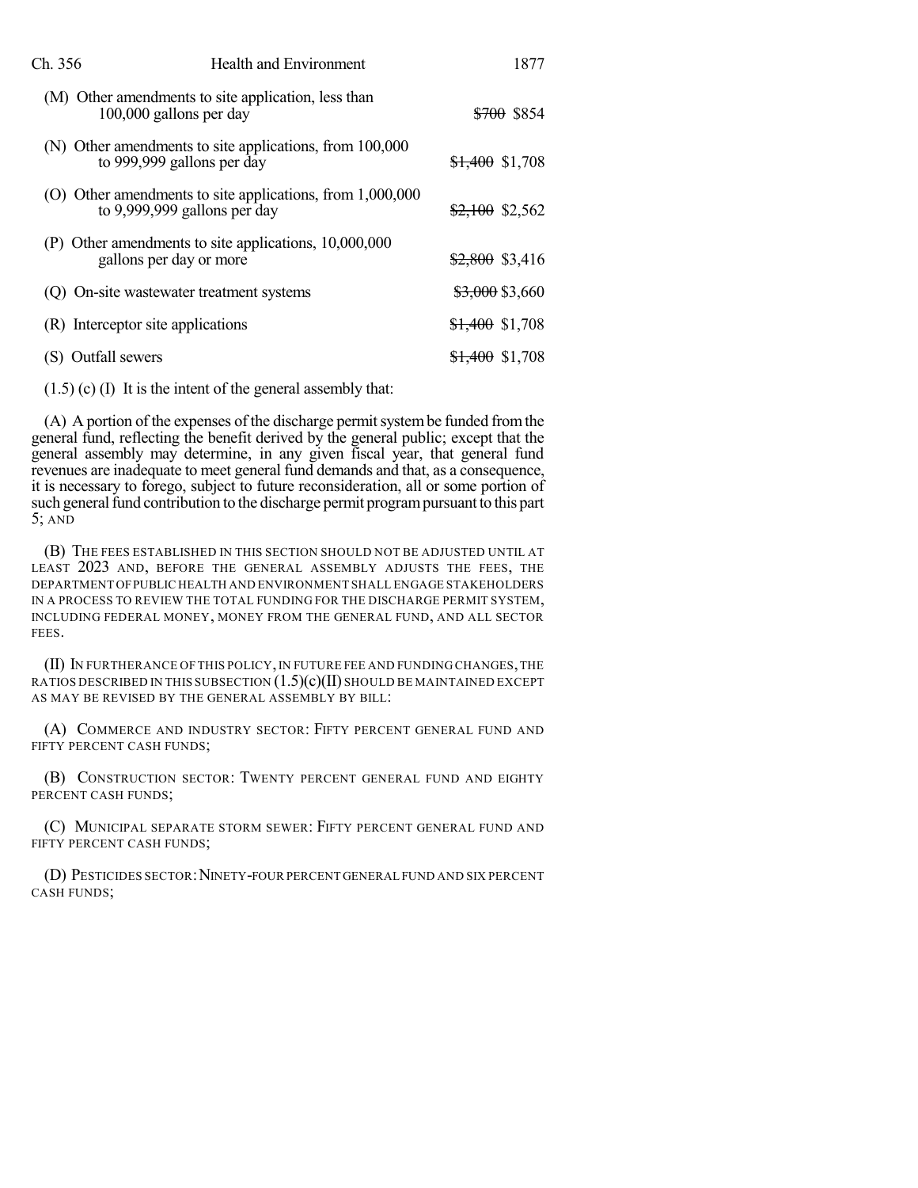| | |
|---|---|
| (M) Other amendments to site application, less than 100,000 gallons per day | ~~$700~~ $854 |
| (N) Other amendments to site applications, from 100,000 to 999,999 gallons per day | ~~$1,400~~ $1,708 |
| (O) Other amendments to site applications, from 1,000,000 to 9,999,999 gallons per day | ~~$2,100~~ $2,562 |
| (P) Other amendments to site applications, 10,000,000 gallons per day or more | ~~$2,800~~ $3,416 |
| (Q) On-site wastewater treatment systems | ~~$3,000~~ $3,660 |
| (R) Interceptor site applications | ~~$1,400~~ $1,708 |
| (S) Outfall sewers | ~~$1,400~~ $1,708 |

(1.5) (c) (I) It is the intent of the general assembly that:

(A) A portion of the expenses of the discharge permit system be funded from the general fund, reflecting the benefit derived by the general public; except that the general assembly may determine, in any given fiscal year, that general fund revenues are inadequate to meet general fund demands and that, as a consequence, it is necessary to forego, subject to future reconsideration, all or some portion of such general fund contribution to the discharge permit program pursuant to this part 5; AND

(B) THE FEES ESTABLISHED IN THIS SECTION SHOULD NOT BE ADJUSTED UNTIL AT LEAST 2023 AND, BEFORE THE GENERAL ASSEMBLY ADJUSTS THE FEES, THE DEPARTMENT OF PUBLIC HEALTH AND ENVIRONMENT SHALL ENGAGE STAKEHOLDERS IN A PROCESS TO REVIEW THE TOTAL FUNDING FOR THE DISCHARGE PERMIT SYSTEM, INCLUDING FEDERAL MONEY, MONEY FROM THE GENERAL FUND, AND ALL SECTOR FEES.

(II) IN FURTHERANCE OF THIS POLICY, IN FUTURE FEE AND FUNDING CHANGES, THE RATIOS DESCRIBED IN THIS SUBSECTION (1.5)(c)(II) SHOULD BE MAINTAINED EXCEPT AS MAY BE REVISED BY THE GENERAL ASSEMBLY BY BILL:

(A) COMMERCE AND INDUSTRY SECTOR: FIFTY PERCENT GENERAL FUND AND FIFTY PERCENT CASH FUNDS;

(B) CONSTRUCTION SECTOR: TWENTY PERCENT GENERAL FUND AND EIGHTY PERCENT CASH FUNDS;

(C) MUNICIPAL SEPARATE STORM SEWER: FIFTY PERCENT GENERAL FUND AND FIFTY PERCENT CASH FUNDS;

(D) PESTICIDES SECTOR: NINETY-FOUR PERCENT GENERAL FUND AND SIX PERCENT CASH FUNDS;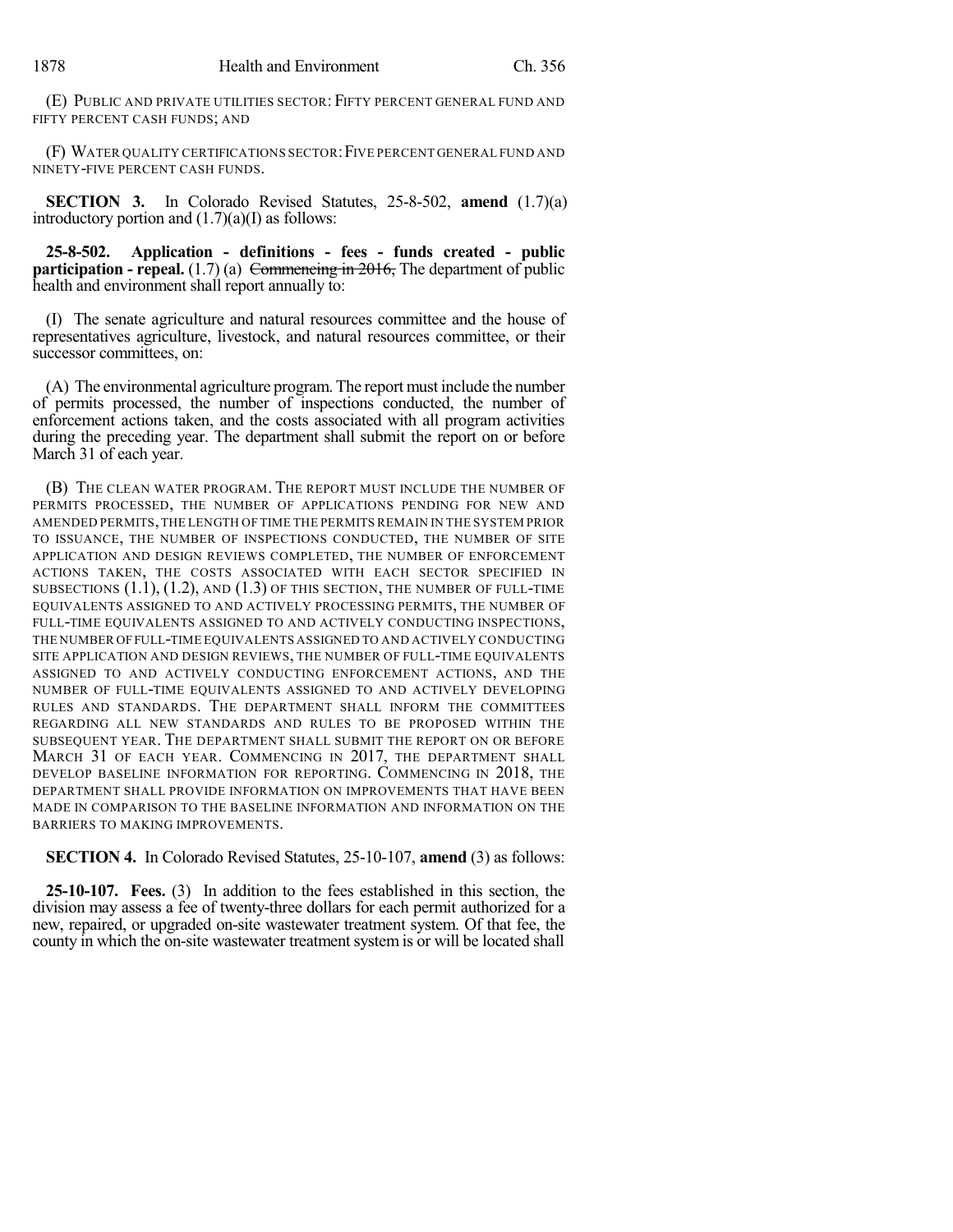(E) PUBLIC AND PRIVATE UTILITIES SECTOR: FIFTY PERCENT GENERAL FUND AND FIFTY PERCENT CASH FUNDS; AND

(F) WATER QUALITY CERTIFICATIONS SECTOR: FIVE PERCENT GENERAL FUND AND NINETY-FIVE PERCENT CASH FUNDS.

**SECTION 3.** In Colorado Revised Statutes, 25-8-502, **amend** (1.7)(a) introductory portion and (1.7)(a)(I) as follows:

**25-8-502. Application - definitions - fees - funds created - public participation - repeal.** (1.7) (a) ~~Commencing in 2016,~~ The department of public health and environment shall report annually to:

(I) The senate agriculture and natural resources committee and the house of representatives agriculture, livestock, and natural resources committee, or their successor committees, on:

(A) The environmental agriculture program. The report must include the number of permits processed, the number of inspections conducted, the number of enforcement actions taken, and the costs associated with all program activities during the preceding year. The department shall submit the report on or before March 31 of each year.

(B) THE CLEAN WATER PROGRAM. THE REPORT MUST INCLUDE THE NUMBER OF PERMITS PROCESSED, THE NUMBER OF APPLICATIONS PENDING FOR NEW AND AMENDED PERMITS, THE LENGTH OF TIME THE PERMITS REMAIN IN THE SYSTEM PRIOR TO ISSUANCE, THE NUMBER OF INSPECTIONS CONDUCTED, THE NUMBER OF SITE APPLICATION AND DESIGN REVIEWS COMPLETED, THE NUMBER OF ENFORCEMENT ACTIONS TAKEN, THE COSTS ASSOCIATED WITH EACH SECTOR SPECIFIED IN SUBSECTIONS (1.1), (1.2), AND (1.3) OF THIS SECTION, THE NUMBER OF FULL-TIME EQUIVALENTS ASSIGNED TO AND ACTIVELY PROCESSING PERMITS, THE NUMBER OF FULL-TIME EQUIVALENTS ASSIGNED TO AND ACTIVELY CONDUCTING INSPECTIONS, THE NUMBER OF FULL-TIME EQUIVALENTS ASSIGNED TO AND ACTIVELY CONDUCTING SITE APPLICATION AND DESIGN REVIEWS, THE NUMBER OF FULL-TIME EQUIVALENTS ASSIGNED TO AND ACTIVELY CONDUCTING ENFORCEMENT ACTIONS, AND THE NUMBER OF FULL-TIME EQUIVALENTS ASSIGNED TO AND ACTIVELY DEVELOPING RULES AND STANDARDS. THE DEPARTMENT SHALL INFORM THE COMMITTEES REGARDING ALL NEW STANDARDS AND RULES TO BE PROPOSED WITHIN THE SUBSEQUENT YEAR. THE DEPARTMENT SHALL SUBMIT THE REPORT ON OR BEFORE MARCH 31 OF EACH YEAR. COMMENCING IN 2017, THE DEPARTMENT SHALL DEVELOP BASELINE INFORMATION FOR REPORTING. COMMENCING IN 2018, THE DEPARTMENT SHALL PROVIDE INFORMATION ON IMPROVEMENTS THAT HAVE BEEN MADE IN COMPARISON TO THE BASELINE INFORMATION AND INFORMATION ON THE BARRIERS TO MAKING IMPROVEMENTS.

**SECTION 4.** In Colorado Revised Statutes, 25-10-107, **amend** (3) as follows:

**25-10-107. Fees.** (3) In addition to the fees established in this section, the division may assess a fee of twenty-three dollars for each permit authorized for a new, repaired, or upgraded on-site wastewater treatment system. Of that fee, the county in which the on-site wastewater treatment system is or will be located shall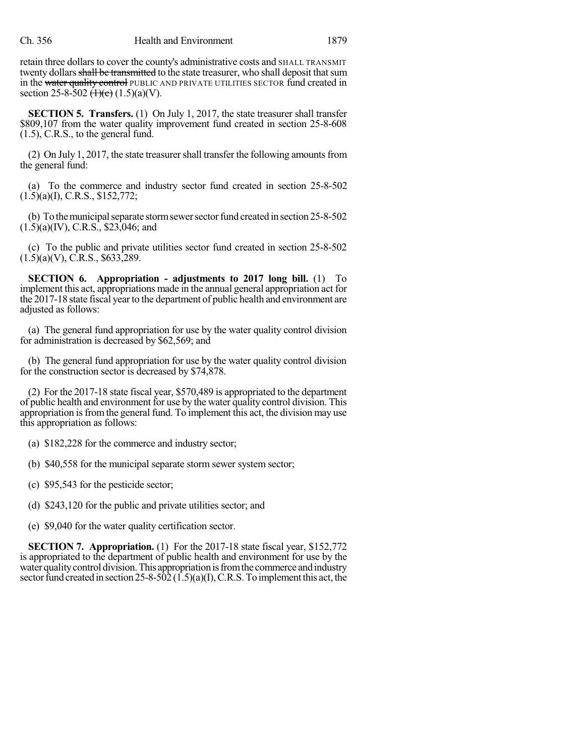retain three dollars to cover the county's administrative costs and SHALL TRANSMIT twenty dollars ~~shall be transmitted~~ to the state treasurer, who shall deposit that sum in the ~~water quality control~~ PUBLIC AND PRIVATE UTILITIES SECTOR fund created in section 25-8-502 ~~(1)(c)~~ (1.5)(a)(V).

**SECTION 5. Transfers.** (1) On July 1, 2017, the state treasurer shall transfer $809,107 from the water quality improvement fund created in section 25-8-608 (1.5), C.R.S., to the general fund.

(2) On July 1, 2017, the state treasurer shall transfer the following amounts from the general fund:

(a) To the commerce and industry sector fund created in section 25-8-502 (1.5)(a)(I), C.R.S., $152,772;

(b) To the municipal separate storm sewer sector fund created in section 25-8-502 (1.5)(a)(IV), C.R.S., $23,046; and

(c) To the public and private utilities sector fund created in section 25-8-502 (1.5)(a)(V), C.R.S., $633,289.

**SECTION 6. Appropriation - adjustments to 2017 long bill.** (1) To implement this act, appropriations made in the annual general appropriation act for the 2017-18 state fiscal year to the department of public health and environment are adjusted as follows:

(a) The general fund appropriation for use by the water quality control division for administration is decreased by $62,569; and

(b) The general fund appropriation for use by the water quality control division for the construction sector is decreased by $74,878.

(2) For the 2017-18 state fiscal year, $570,489 is appropriated to the department of public health and environment for use by the water quality control division. This appropriation is from the general fund. To implement this act, the division may use this appropriation as follows:

(a) $182,228 for the commerce and industry sector;

(b) $40,558 for the municipal separate storm sewer system sector;

(c) $95,543 for the pesticide sector;

(d) $243,120 for the public and private utilities sector; and

(e) $9,040 for the water quality certification sector.

**SECTION 7. Appropriation.** (1) For the 2017-18 state fiscal year, $152,772 is appropriated to the department of public health and environment for use by the water quality control division. This appropriation is from the commerce and industry sector fund created in section 25-8-502 (1.5)(a)(I), C.R.S. To implement this act, the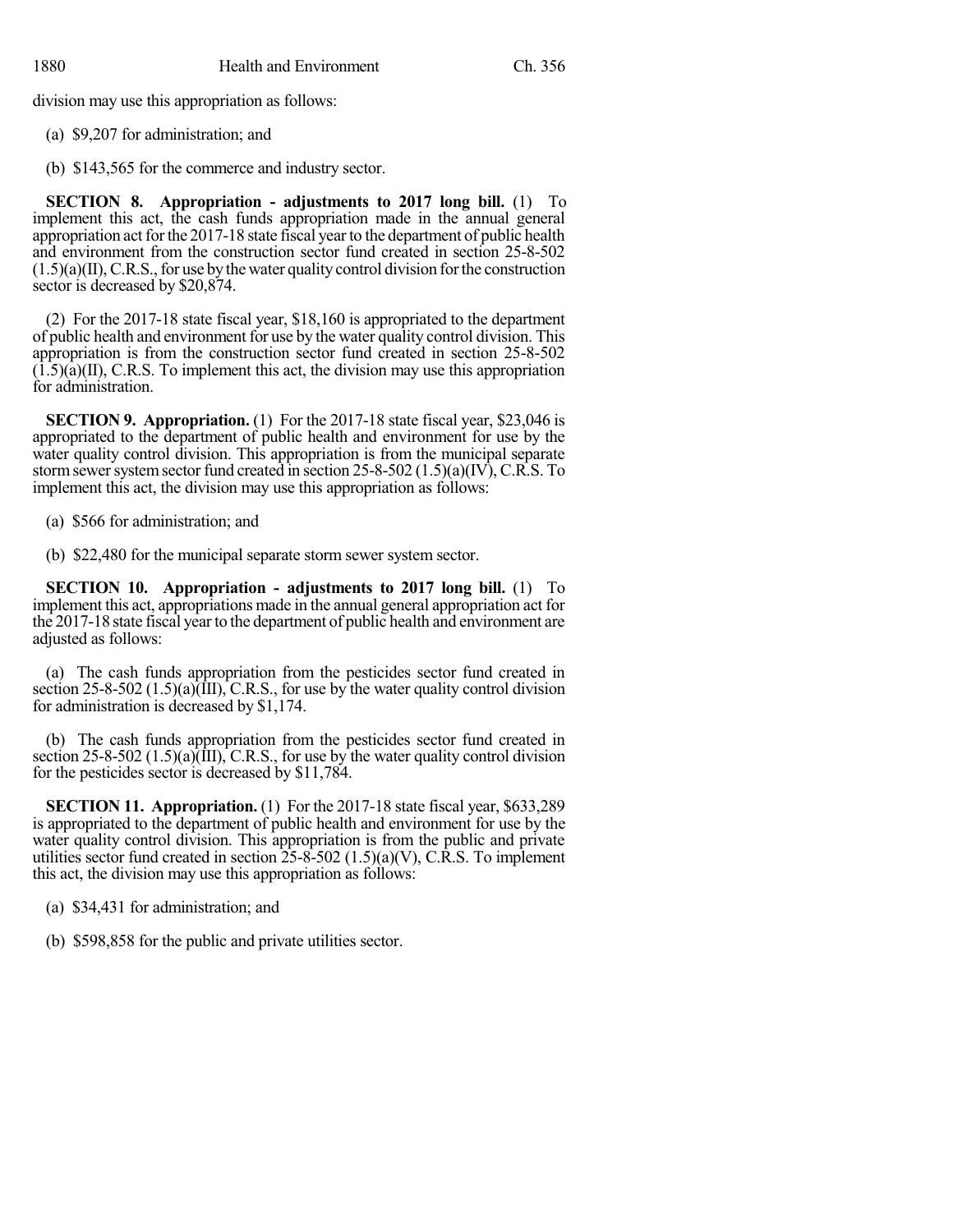division may use this appropriation as follows:

(a) $9,207 for administration; and

(b) $143,565 for the commerce and industry sector.

**SECTION 8. Appropriation - adjustments to 2017 long bill.** (1) To implement this act, the cash funds appropriation made in the annual general appropriation act for the 2017-18 state fiscal year to the department of public health and environment from the construction sector fund created in section 25-8-502 (1.5)(a)(II), C.R.S., for use by the water quality control division for the construction sector is decreased by $20,874.

(2) For the 2017-18 state fiscal year, $18,160 is appropriated to the department of public health and environment for use by the water quality control division. This appropriation is from the construction sector fund created in section 25-8-502 (1.5)(a)(II), C.R.S. To implement this act, the division may use this appropriation for administration.

**SECTION 9. Appropriation.** (1) For the 2017-18 state fiscal year, $23,046 is appropriated to the department of public health and environment for use by the water quality control division. This appropriation is from the municipal separate storm sewer system sector fund created in section 25-8-502 (1.5)(a)(IV), C.R.S. To implement this act, the division may use this appropriation as follows:

(a) $566 for administration; and

(b) $22,480 for the municipal separate storm sewer system sector.

**SECTION 10. Appropriation - adjustments to 2017 long bill.** (1) To implement this act, appropriations made in the annual general appropriation act for the 2017-18 state fiscal year to the department of public health and environment are adjusted as follows:

(a) The cash funds appropriation from the pesticides sector fund created in section 25-8-502 (1.5)(a)(III), C.R.S., for use by the water quality control division for administration is decreased by $1,174.

(b) The cash funds appropriation from the pesticides sector fund created in section 25-8-502 (1.5)(a)(III), C.R.S., for use by the water quality control division for the pesticides sector is decreased by $11,784.

**SECTION 11. Appropriation.** (1) For the 2017-18 state fiscal year, $633,289 is appropriated to the department of public health and environment for use by the water quality control division. This appropriation is from the public and private utilities sector fund created in section 25-8-502 (1.5)(a)(V), C.R.S. To implement this act, the division may use this appropriation as follows:

(a) $34,431 for administration; and

(b) $598,858 for the public and private utilities sector.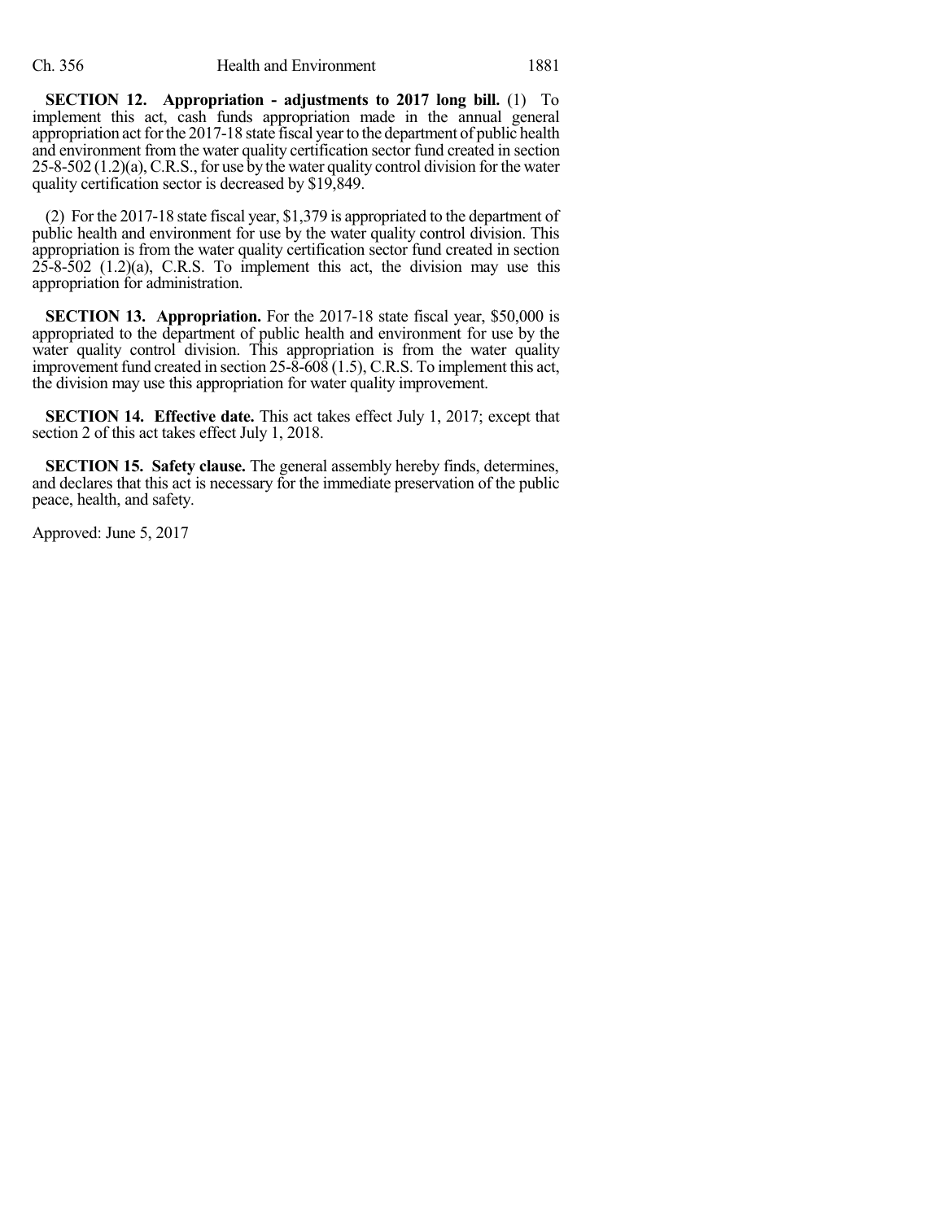**SECTION 12. Appropriation - adjustments to 2017 long bill.** (1) To implement this act, cash funds appropriation made in the annual general appropriation act for the 2017-18 state fiscal year to the department of public health and environment from the water quality certification sector fund created in section 25-8-502 (1.2)(a), C.R.S., for use by the water quality control division for the water quality certification sector is decreased by $19,849.

(2) For the 2017-18 state fiscal year, $1,379 is appropriated to the department of public health and environment for use by the water quality control division. This appropriation is from the water quality certification sector fund created in section 25-8-502 (1.2)(a), C.R.S. To implement this act, the division may use this appropriation for administration.

**SECTION 13. Appropriation.** For the 2017-18 state fiscal year, $50,000 is appropriated to the department of public health and environment for use by the water quality control division. This appropriation is from the water quality improvement fund created in section 25-8-608 (1.5), C.R.S. To implement this act, the division may use this appropriation for water quality improvement.

**SECTION 14. Effective date.** This act takes effect July 1, 2017; except that section 2 of this act takes effect July 1, 2018.

**SECTION 15. Safety clause.** The general assembly hereby finds, determines, and declares that this act is necessary for the immediate preservation of the public peace, health, and safety.

Approved: June 5, 2017